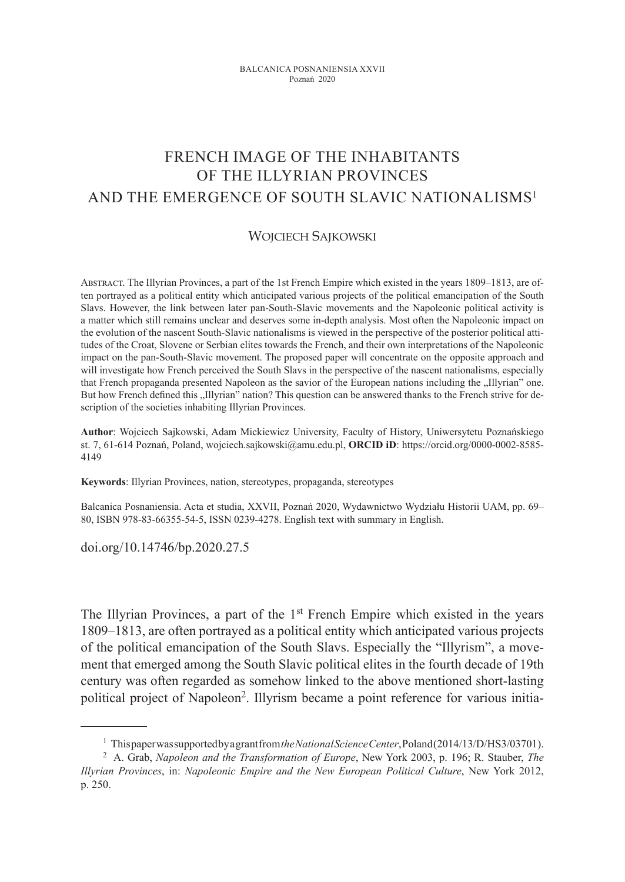BALCANICA POSNANIENSIA XXVII
Poznań 2020

# FRENCH IMAGE OF THE INHABITANTS OF THE ILLYRIAN PROVINCES AND THE EMERGENCE OF SOUTH SLAVIC NATIONALISMS[1]

WOJCIECH SAJKOWSKI

ABSTRACT. The Illyrian Provinces, a part of the 1st French Empire which existed in the years 1809–1813, are often portrayed as a political entity which anticipated various projects of the political emancipation of the South Slavs. However, the link between later pan-South-Slavic movements and the Napoleonic political activity is a matter which still remains unclear and deserves some in-depth analysis. Most often the Napoleonic impact on the evolution of the nascent South-Slavic nationalisms is viewed in the perspective of the posterior political attitudes of the Croat, Slovene or Serbian elites towards the French, and their own interpretations of the Napoleonic impact on the pan-South-Slavic movement. The proposed paper will concentrate on the opposite approach and will investigate how French perceived the South Slavs in the perspective of the nascent nationalisms, especially that French propaganda presented Napoleon as the savior of the European nations including the „Illyrian" one. But how French defined this „Illyrian" nation? This question can be answered thanks to the French strive for description of the societies inhabiting Illyrian Provinces.

**Author**: Wojciech Sajkowski, Adam Mickiewicz University, Faculty of History, Uniwersytetu Poznańskiego st. 7, 61-614 Poznań, Poland, wojciech.sajkowski@amu.edu.pl, **ORCID iD**: https://orcid.org/0000-0002-8585-4149

**Keywords**: Illyrian Provinces, nation, stereotypes, propaganda, stereotypes

Balcanica Posnaniensia. Acta et studia, XXVII, Poznań 2020, Wydawnictwo Wydziału Historii UAM, pp. 69–80, ISBN 978-83-66355-54-5, ISSN 0239-4278. English text with summary in English.

doi.org/10.14746/bp.2020.27.5

The Illyrian Provinces, a part of the 1st French Empire which existed in the years 1809–1813, are often portrayed as a political entity which anticipated various projects of the political emancipation of the South Slavs. Especially the "Illyrism", a movement that emerged among the South Slavic political elites in the fourth decade of 19th century was often regarded as somehow linked to the above mentioned short-lasting political project of Napoleon[2]. Illyrism became a point reference for various initia-

[1] This paper was supported by a grant from *the National Science Center*, Poland (2014/13/D/HS3/03701).

[2] A. Grab, *Napoleon and the Transformation of Europe*, New York 2003, p. 196; R. Stauber, *The Illyrian Provinces*, in: *Napoleonic Empire and the New European Political Culture*, New York 2012, p. 250.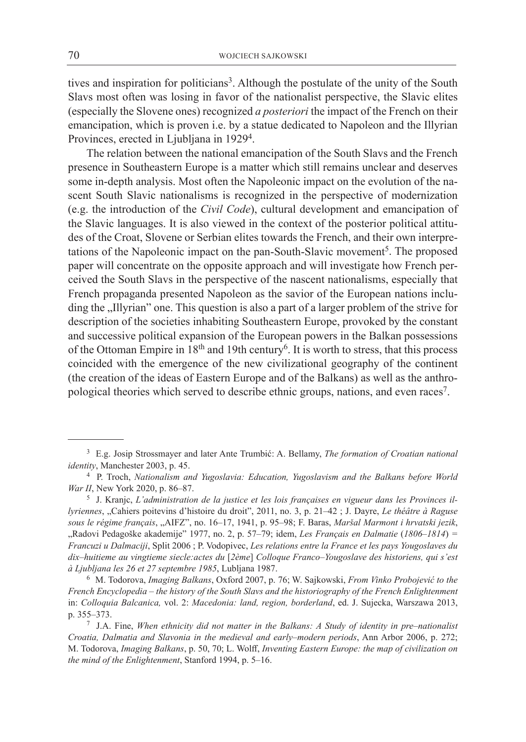tives and inspiration for politicians[3]. Although the postulate of the unity of the South Slavs most often was losing in favor of the nationalist perspective, the Slavic elites (especially the Slovene ones) recognized *a posteriori* the impact of the French on their emancipation, which is proven i.e. by a statue dedicated to Napoleon and the Illyrian Provinces, erected in Ljubljana in 1929[4].

The relation between the national emancipation of the South Slavs and the French presence in Southeastern Europe is a matter which still remains unclear and deserves some in-depth analysis. Most often the Napoleonic impact on the evolution of the nascent South Slavic nationalisms is recognized in the perspective of modernization (e.g. the introduction of the *Civil Code*), cultural development and emancipation of the Slavic languages. It is also viewed in the context of the posterior political attitudes of the Croat, Slovene or Serbian elites towards the French, and their own interpretations of the Napoleonic impact on the pan-South-Slavic movement[5]. The proposed paper will concentrate on the opposite approach and will investigate how French perceived the South Slavs in the perspective of the nascent nationalisms, especially that French propaganda presented Napoleon as the savior of the European nations including the „Illyrian" one. This question is also a part of a larger problem of the strive for description of the societies inhabiting Southeastern Europe, provoked by the constant and successive political expansion of the European powers in the Balkan possessions of the Ottoman Empire in 18th and 19th century[6]. It is worth to stress, that this process coincided with the emergence of the new civilizational geography of the continent (the creation of the ideas of Eastern Europe and of the Balkans) as well as the anthropological theories which served to describe ethnic groups, nations, and even races[7].

---

[3] E.g. Josip Strossmayer and later Ante Trumbić: A. Bellamy, *The formation of Croatian national identity*, Manchester 2003, p. 45.

[4] P. Troch, *Nationalism and Yugoslavia: Education, Yugoslavism and the Balkans before World War II*, New York 2020, p. 86–87.

[5] J. Kranjc, *L'administration de la justice et les lois françaises en vigueur dans les Provinces illyriennes*, „Cahiers poitevins d'histoire du droit", 2011, no. 3, p. 21–42 ; J. Dayre, *Le théâtre à Raguse sous le régime français*, „AIFZ", no. 16–17, 1941, p. 95–98; F. Baras, *Maršal Marmont i hrvatski jezik*, „Radovi Pedagoške akademije" 1977, no. 2, p. 57–79; idem, *Les Français en Dalmatie* (*1806–1814*) = *Francuzi u Dalmaciji*, Split 2006 ; P. Vodopivec, *Les relations entre la France et les pays Yougoslaves du dix–huitieme au vingtieme siecle:actes du* [*2ème*] *Colloque Franco–Yougoslave des historiens, qui s'est à Ljubljana les 26 et 27 septembre 1985*, Lublјana 1987.

[6] M. Todorova, *Imaging Balkans*, Oxford 2007, p. 76; W. Sajkowski, *From Vinko Probojević to the French Encyclopedia – the history of the South Slavs and the historiography of the French Enlightenment* in: *Colloquia Balcanica,* vol. 2: *Macedonia: land, region, borderland*, ed. J. Sujecka, Warszawa 2013, p. 355–373.

[7] J.A. Fine, *When ethnicity did not matter in the Balkans: A Study of identity in pre–nationalist Croatia, Dalmatia and Slavonia in the medieval and early–modern periods*, Ann Arbor 2006, p. 272; M. Todorova, *Imaging Balkans*, p. 50, 70; L. Wolff, *Inventing Eastern Europe: the map of civilization on the mind of the Enlightenment*, Stanford 1994, p. 5–16.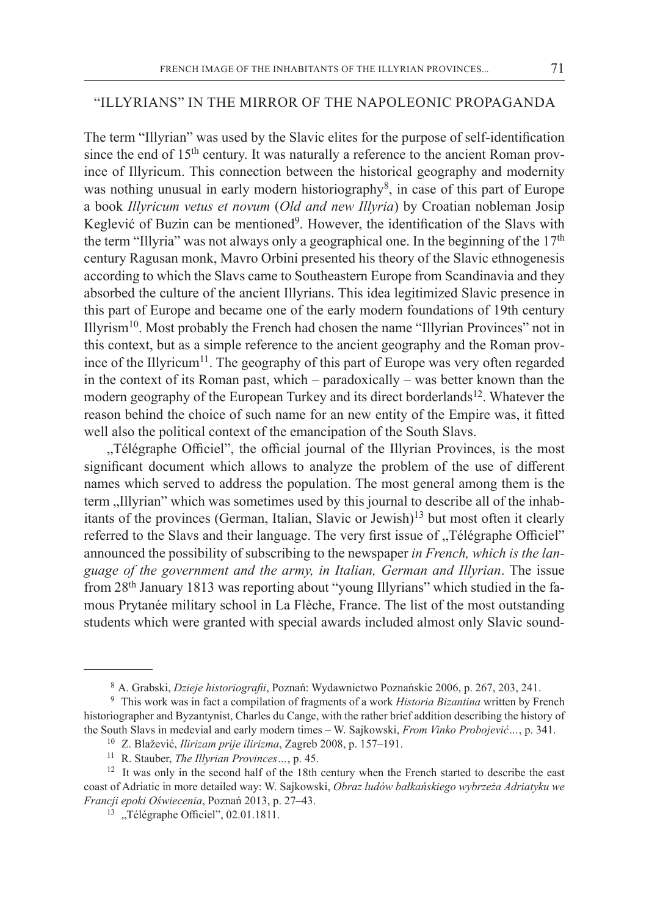## "ILLYRIANS" IN THE MIRROR OF THE NAPOLEONIC PROPAGANDA

The term "Illyrian" was used by the Slavic elites for the purpose of self-identification since the end of 15th century. It was naturally a reference to the ancient Roman province of Illyricum. This connection between the historical geography and modernity was nothing unusual in early modern historiography[8], in case of this part of Europe a book *Illyricum vetus et novum* (*Old and new Illyria*) by Croatian nobleman Josip Keglević of Buzin can be mentioned[9]. However, the identification of the Slavs with the term "Illyria" was not always only a geographical one. In the beginning of the 17th century Ragusan monk, Mavro Orbini presented his theory of the Slavic ethnogenesis according to which the Slavs came to Southeastern Europe from Scandinavia and they absorbed the culture of the ancient Illyrians. This idea legitimized Slavic presence in this part of Europe and became one of the early modern foundations of 19th century Illyrism[10]. Most probably the French had chosen the name "Illyrian Provinces" not in this context, but as a simple reference to the ancient geography and the Roman province of the Illyricum[11]. The geography of this part of Europe was very often regarded in the context of its Roman past, which – paradoxically – was better known than the modern geography of the European Turkey and its direct borderlands[12]. Whatever the reason behind the choice of such name for an new entity of the Empire was, it fitted well also the political context of the emancipation of the South Slavs.

„Télégraphe Officiel", the official journal of the Illyrian Provinces, is the most significant document which allows to analyze the problem of the use of different names which served to address the population. The most general among them is the term „Illyrian" which was sometimes used by this journal to describe all of the inhabitants of the provinces (German, Italian, Slavic or Jewish)[13] but most often it clearly referred to the Slavs and their language. The very first issue of „Télégraphe Officiel" announced the possibility of subscribing to the newspaper *in French, which is the language of the government and the army, in Italian, German and Illyrian*. The issue from 28th January 1813 was reporting about "young Illyrians" which studied in the famous Prytanée military school in La Flèche, France. The list of the most outstanding students which were granted with special awards included almost only Slavic sound-

---

[8] A. Grabski, *Dzieje historiografii*, Poznań: Wydawnictwo Poznańskie 2006, p. 267, 203, 241.

[9] This work was in fact a compilation of fragments of a work *Historia Bizantina* written by French historiographer and Byzantynist, Charles du Cange, with the rather brief addition describing the history of the South Slavs in medevial and early modern times – W. Sajkowski, *From Vinko Probojević…*, p. 341.

[10] Z. Blažević, *Ilirizam prije ilirizma*, Zagreb 2008, p. 157–191.

[11] R. Stauber, *The Illyrian Provinces…*, p. 45.

[12] It was only in the second half of the 18th century when the French started to describe the east coast of Adriatic in more detailed way: W. Sajkowski, *Obraz ludów bałkańskiego wybrzeża Adriatyku we Francji epoki Oświecenia*, Poznań 2013, p. 27–43.

[13] „Télégraphe Officiel", 02.01.1811.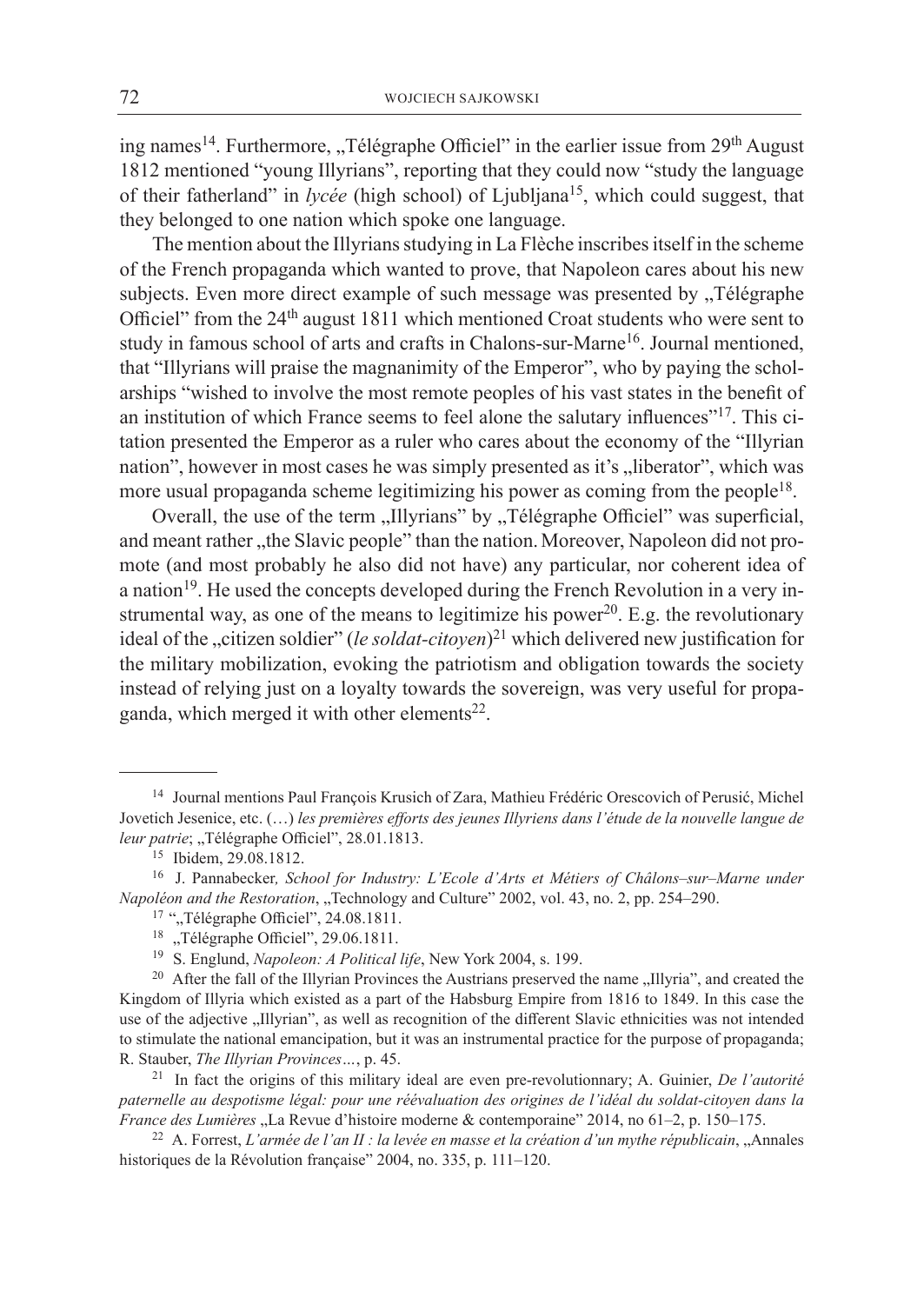ing names[14]. Furthermore, „Télégraphe Officiel" in the earlier issue from 29th August 1812 mentioned "young Illyrians", reporting that they could now "study the language of their fatherland" in *lycée* (high school) of Ljubljana[15], which could suggest, that they belonged to one nation which spoke one language.

The mention about the Illyrians studying in La Flèche inscribes itself in the scheme of the French propaganda which wanted to prove, that Napoleon cares about his new subjects. Even more direct example of such message was presented by „Télégraphe Officiel" from the 24th august 1811 which mentioned Croat students who were sent to study in famous school of arts and crafts in Chalons-sur-Marne[16]. Journal mentioned, that "Illyrians will praise the magnanimity of the Emperor", who by paying the scholarships "wished to involve the most remote peoples of his vast states in the benefit of an institution of which France seems to feel alone the salutary influences"[17]. This citation presented the Emperor as a ruler who cares about the economy of the "Illyrian nation", however in most cases he was simply presented as it's „liberator", which was more usual propaganda scheme legitimizing his power as coming from the people[18].

Overall, the use of the term „Illyrians" by „Télégraphe Officiel" was superficial, and meant rather „the Slavic people" than the nation. Moreover, Napoleon did not promote (and most probably he also did not have) any particular, nor coherent idea of a nation[19]. He used the concepts developed during the French Revolution in a very instrumental way, as one of the means to legitimize his power[20]. E.g. the revolutionary ideal of the „citizen soldier" (*le soldat-citoyen*)[21] which delivered new justification for the military mobilization, evoking the patriotism and obligation towards the society instead of relying just on a loyalty towards the sovereign, was very useful for propaganda, which merged it with other elements[22].

---

[14] Journal mentions Paul François Krusich of Zara, Mathieu Frédéric Orescovich of Perusić, Michel Jovetich Jesenice, etc. (…) *les premières efforts des jeunes Illyriens dans l'étude de la nouvelle langue de leur patrie*; „Télégraphe Officiel", 28.01.1813.

[15] Ibidem, 29.08.1812.

[16] J. Pannabecker*, School for Industry: L'Ecole d'Arts et Métiers of Châlons–sur–Marne under Napoléon and the Restoration*, „Technology and Culture" 2002, vol. 43, no. 2, pp. 254–290.

[17] "„Télégraphe Officiel", 24.08.1811.

[18] „Télégraphe Officiel", 29.06.1811.

[19] S. Englund, *Napoleon: A Political life*, New York 2004, s. 199.

[20] After the fall of the Illyrian Provinces the Austrians preserved the name „Illyria", and created the Kingdom of Illyria which existed as a part of the Habsburg Empire from 1816 to 1849. In this case the use of the adjective „Illyrian", as well as recognition of the different Slavic ethnicities was not intended to stimulate the national emancipation, but it was an instrumental practice for the purpose of propaganda; R. Stauber, *The Illyrian Provinces…*, p. 45.

[21] In fact the origins of this military ideal are even pre-revolutionnary; A. Guinier, *De l'autorité paternelle au despotisme légal: pour une réévaluation des origines de l'idéal du soldat-citoyen dans la France des Lumières* „La Revue d'histoire moderne & contemporaine" 2014, no 61–2, p. 150–175.

[22] A. Forrest, *L'armée de l'an II : la levée en masse et la création d'un mythe républicain*, „Annales historiques de la Révolution française" 2004, no. 335, p. 111–120.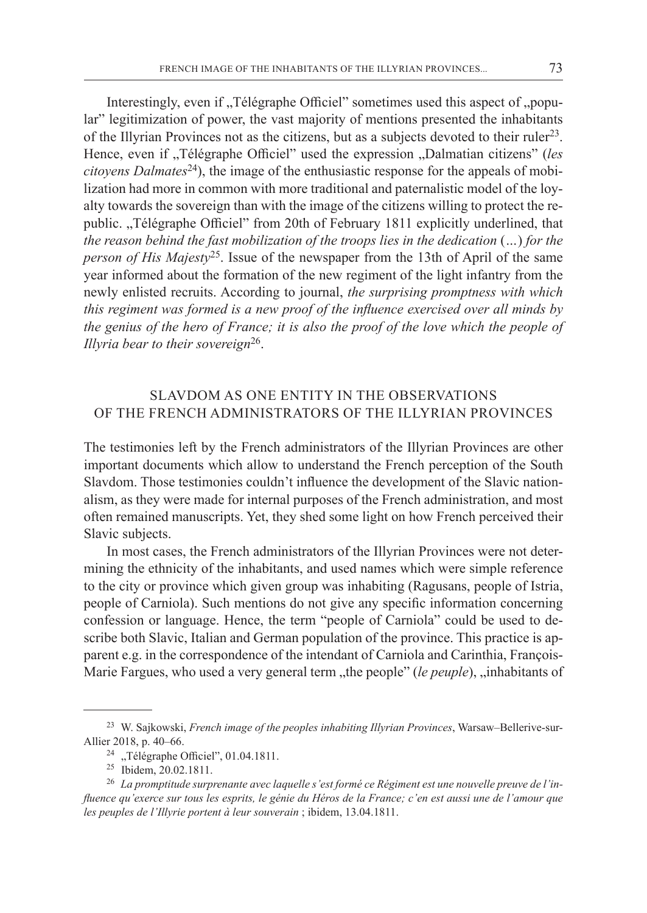Interestingly, even if „Télégraphe Officiel" sometimes used this aspect of „popular" legitimization of power, the vast majority of mentions presented the inhabitants of the Illyrian Provinces not as the citizens, but as a subjects devoted to their ruler[23]. Hence, even if „Télégraphe Officiel" used the expression „Dalmatian citizens" (*les citoyens Dalmates*[24]), the image of the enthusiastic response for the appeals of mobilization had more in common with more traditional and paternalistic model of the loyalty towards the sovereign than with the image of the citizens willing to protect the republic. „Télégraphe Officiel" from 20th of February 1811 explicitly underlined, that *the reason behind the fast mobilization of the troops lies in the dedication* (*…*) *for the person of His Majesty*[25]. Issue of the newspaper from the 13th of April of the same year informed about the formation of the new regiment of the light infantry from the newly enlisted recruits. According to journal, *the surprising promptness with which this regiment was formed is a new proof of the influence exercised over all minds by the genius of the hero of France; it is also the proof of the love which the people of Illyria bear to their sovereign*[26].

## SLAVDOM AS ONE ENTITY IN THE OBSERVATIONS OF THE FRENCH ADMINISTRATORS OF THE ILLYRIAN PROVINCES

The testimonies left by the French administrators of the Illyrian Provinces are other important documents which allow to understand the French perception of the South Slavdom. Those testimonies couldn't influence the development of the Slavic nationalism, as they were made for internal purposes of the French administration, and most often remained manuscripts. Yet, they shed some light on how French perceived their Slavic subjects.

In most cases, the French administrators of the Illyrian Provinces were not determining the ethnicity of the inhabitants, and used names which were simple reference to the city or province which given group was inhabiting (Ragusans, people of Istria, people of Carniola). Such mentions do not give any specific information concerning confession or language. Hence, the term "people of Carniola" could be used to describe both Slavic, Italian and German population of the province. This practice is apparent e.g. in the correspondence of the intendant of Carniola and Carinthia, François-Marie Fargues, who used a very general term „the people" (*le peuple*), „inhabitants of

---

[23] W. Sajkowski, *French image of the peoples inhabiting Illyrian Provinces*, Warsaw–Bellerive-sur-Allier 2018, p. 40–66.

[24] „Télégraphe Officiel", 01.04.1811.

[25] Ibidem, 20.02.1811.

[26] *La promptitude surprenante avec laquelle s'est formé ce Régiment est une nouvelle preuve de l'influence qu'exerce sur tous les esprits, le génie du Héros de la France; c'en est aussi une de l'amour que les peuples de l'Illyrie portent à leur souverain* ; ibidem, 13.04.1811.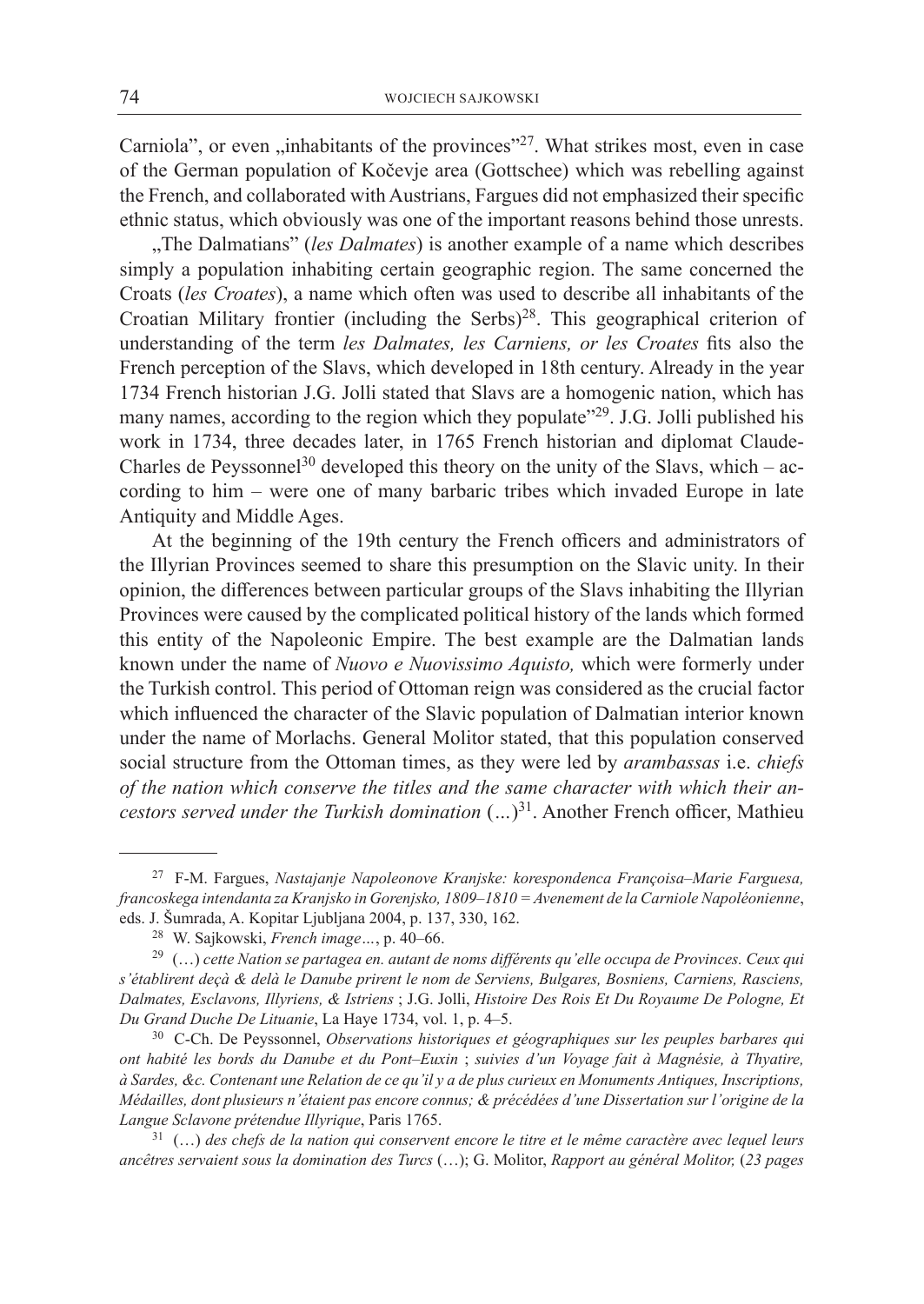Carniola", or even „inhabitants of the provinces"[27]. What strikes most, even in case of the German population of Kočevje area (Gottschee) which was rebelling against the French, and collaborated with Austrians, Fargues did not emphasized their specific ethnic status, which obviously was one of the important reasons behind those unrests.

„The Dalmatians" (*les Dalmates*) is another example of a name which describes simply a population inhabiting certain geographic region. The same concerned the Croats (*les Croates*), a name which often was used to describe all inhabitants of the Croatian Military frontier (including the Serbs)[28]. This geographical criterion of understanding of the term *les Dalmates, les Carniens, or les Croates* fits also the French perception of the Slavs, which developed in 18th century. Already in the year 1734 French historian J.G. Jolli stated that Slavs are a homogenic nation, which has many names, according to the region which they populate"[29]. J.G. Jolli published his work in 1734, three decades later, in 1765 French historian and diplomat Claude-Charles de Peyssonnel[30] developed this theory on the unity of the Slavs, which – according to him – were one of many barbaric tribes which invaded Europe in late Antiquity and Middle Ages.

At the beginning of the 19th century the French officers and administrators of the Illyrian Provinces seemed to share this presumption on the Slavic unity. In their opinion, the differences between particular groups of the Slavs inhabiting the Illyrian Provinces were caused by the complicated political history of the lands which formed this entity of the Napoleonic Empire. The best example are the Dalmatian lands known under the name of *Nuovo e Nuovissimo Aquisto,* which were formerly under the Turkish control. This period of Ottoman reign was considered as the crucial factor which influenced the character of the Slavic population of Dalmatian interior known under the name of Morlachs. General Molitor stated, that this population conserved social structure from the Ottoman times, as they were led by *arambassas* i.e. *chiefs of the nation which conserve the titles and the same character with which their ancestors served under the Turkish domination* (...)[31]. Another French officer, Mathieu

---

[27] F-M. Fargues, *Nastajanje Napoleonove Kranjske: korespondenca Françoisa–Marie Farguesa, francoskega intendanta za Kranjsko in Gorenjsko, 1809–1810 = Avenement de la Carniole Napoléonienne*, eds. J. Šumrada, A. Kopitar Ljubljana 2004, p. 137, 330, 162.

[28] W. Sajkowski, *French image…*, p. 40–66.

[29] (…) *cette Nation se partagea en. autant de noms différents qu'elle occupa de Provinces. Ceux qui s'établirent deçà & delà le Danube prirent le nom de Serviens, Bulgares, Bosniens, Carniens, Rasciens, Dalmates, Esclavons, Illyriens, & Istriens* ; J.G. Jolli, *Histoire Des Rois Et Du Royaume De Pologne, Et Du Grand Duche De Lituanie*, La Haye 1734, vol. 1, p. 4–5.

[30] C-Ch. De Peyssonnel, *Observations historiques et géographiques sur les peuples barbares qui ont habité les bords du Danube et du Pont–Euxin* ; *suivies d'un Voyage fait à Magnésie, à Thyatire, à Sardes, &c. Contenant une Relation de ce qu'il y a de plus curieux en Monuments Antiques, Inscriptions, Médailles, dont plusieurs n'étaient pas encore connus; & précédées d'une Dissertation sur l'origine de la Langue Sclavone prétendue Illyrique*, Paris 1765.

[31] (…) *des chefs de la nation qui conservent encore le titre et le même caractère avec lequel leurs ancêtres servaient sous la domination des Turcs* (…); G. Molitor, *Rapport au général Molitor,* (*23 pages*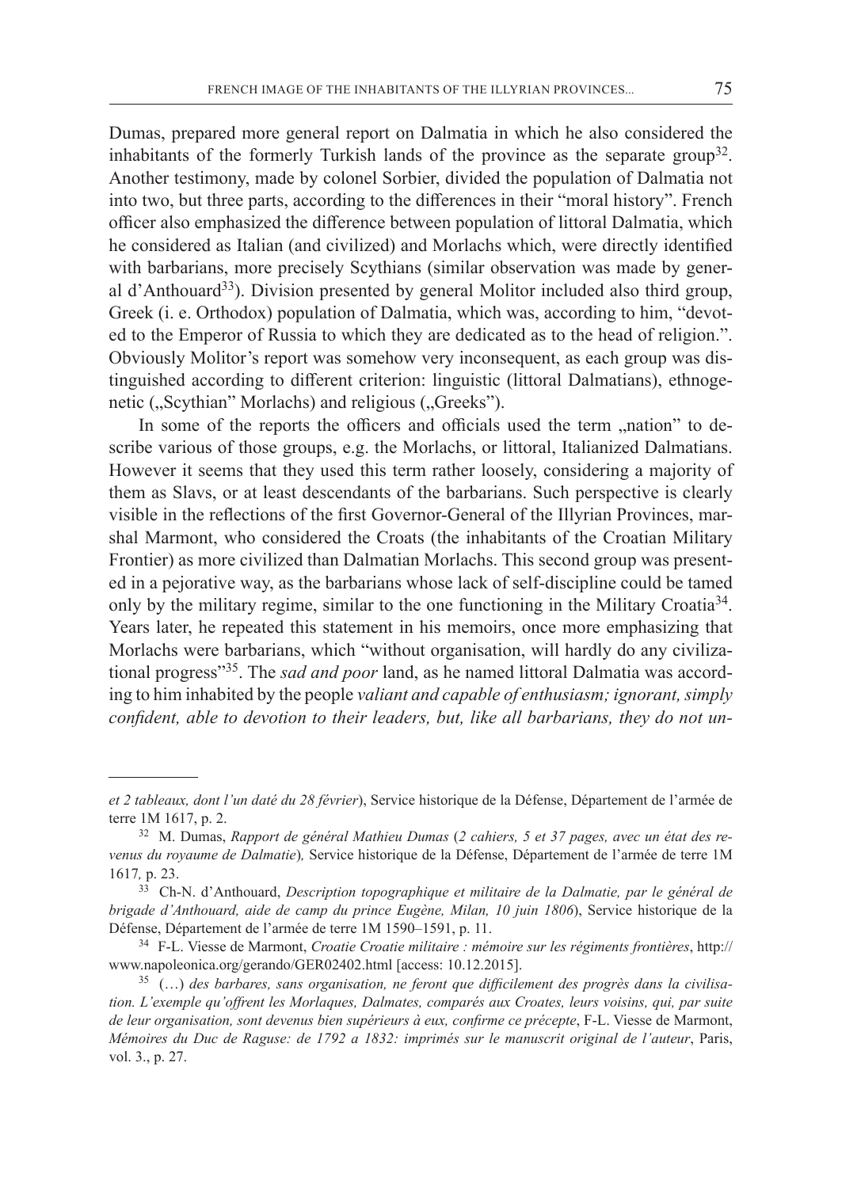Dumas, prepared more general report on Dalmatia in which he also considered the inhabitants of the formerly Turkish lands of the province as the separate group[32]. Another testimony, made by colonel Sorbier, divided the population of Dalmatia not into two, but three parts, according to the differences in their "moral history". French officer also emphasized the difference between population of littoral Dalmatia, which he considered as Italian (and civilized) and Morlachs which, were directly identified with barbarians, more precisely Scythians (similar observation was made by general d'Anthouard[33]). Division presented by general Molitor included also third group, Greek (i. e. Orthodox) population of Dalmatia, which was, according to him, "devoted to the Emperor of Russia to which they are dedicated as to the head of religion.". Obviously Molitor's report was somehow very inconsequent, as each group was distinguished according to different criterion: linguistic (littoral Dalmatians), ethnogenetic („Scythian" Morlachs) and religious („Greeks").

In some of the reports the officers and officials used the term „nation" to describe various of those groups, e.g. the Morlachs, or littoral, Italianized Dalmatians. However it seems that they used this term rather loosely, considering a majority of them as Slavs, or at least descendants of the barbarians. Such perspective is clearly visible in the reflections of the first Governor-General of the Illyrian Provinces, marshal Marmont, who considered the Croats (the inhabitants of the Croatian Military Frontier) as more civilized than Dalmatian Morlachs. This second group was presented in a pejorative way, as the barbarians whose lack of self-discipline could be tamed only by the military regime, similar to the one functioning in the Military Croatia[34]. Years later, he repeated this statement in his memoirs, once more emphasizing that Morlachs were barbarians, which "without organisation, will hardly do any civilizational progress"[35]. The *sad and poor* land, as he named littoral Dalmatia was according to him inhabited by the people *valiant and capable of enthusiasm; ignorant, simply confident, able to devotion to their leaders, but, like all barbarians, they do not un-*

---

*et 2 tableaux, dont l'un daté du 28 février*), Service historique de la Défense, Département de l'armée de terre 1M 1617, p. 2.

[32] M. Dumas, *Rapport de général Mathieu Dumas* (*2 cahiers, 5 et 37 pages, avec un état des revenus du royaume de Dalmatie*)*,* Service historique de la Défense, Département de l'armée de terre 1M 1617*,* p. 23.

[33] Ch-N. d'Anthouard, *Description topographique et militaire de la Dalmatie, par le général de brigade d'Anthouard, aide de camp du prince Eugène, Milan, 10 juin 1806*), Service historique de la Défense, Département de l'armée de terre 1M 1590–1591, p. 11.

[34] F-L. Viesse de Marmont, *Croatie Croatie militaire : mémoire sur les régiments frontières*, http://www.napoleonica.org/gerando/GER02402.html [access: 10.12.2015].

[35] (…) *des barbares, sans organisation, ne feront que difficilement des progrès dans la civilisation. L'exemple qu'offrent les Morlaques, Dalmates, comparés aux Croates, leurs voisins, qui, par suite de leur organisation, sont devenus bien supérieurs à eux, confirme ce précepte*, F-L. Viesse de Marmont, *Mémoires du Duc de Raguse: de 1792 a 1832: imprimés sur le manuscrit original de l'auteur*, Paris, vol. 3., p. 27.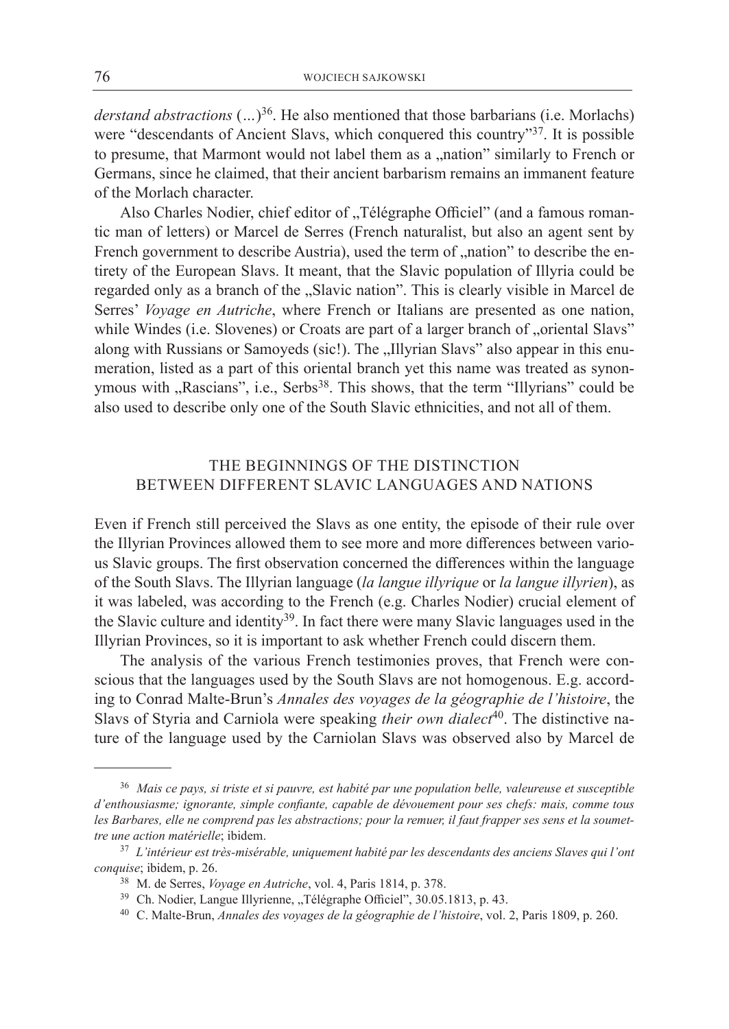*derstand abstractions* (...)[36]. He also mentioned that those barbarians (i.e. Morlachs) were "descendants of Ancient Slavs, which conquered this country"[37]. It is possible to presume, that Marmont would not label them as a „nation" similarly to French or Germans, since he claimed, that their ancient barbarism remains an immanent feature of the Morlach character.

Also Charles Nodier, chief editor of „Télégraphe Officiel" (and a famous romantic man of letters) or Marcel de Serres (French naturalist, but also an agent sent by French government to describe Austria), used the term of „nation" to describe the entirety of the European Slavs. It meant, that the Slavic population of Illyria could be regarded only as a branch of the „Slavic nation". This is clearly visible in Marcel de Serres' *Voyage en Autriche*, where French or Italians are presented as one nation, while Windes (i.e. Slovenes) or Croats are part of a larger branch of „oriental Slavs" along with Russians or Samoyeds (sic!). The „Illyrian Slavs" also appear in this enumeration, listed as a part of this oriental branch yet this name was treated as synonymous with „Rascians", i.e., Serbs[38]. This shows, that the term "Illyrians" could be also used to describe only one of the South Slavic ethnicities, and not all of them.

## THE BEGINNINGS OF THE DISTINCTION BETWEEN DIFFERENT SLAVIC LANGUAGES AND NATIONS

Even if French still perceived the Slavs as one entity, the episode of their rule over the Illyrian Provinces allowed them to see more and more differences between various Slavic groups. The first observation concerned the differences within the language of the South Slavs. The Illyrian language (*la langue illyrique* or *la langue illyrien*), as it was labeled, was according to the French (e.g. Charles Nodier) crucial element of the Slavic culture and identity[39]. In fact there were many Slavic languages used in the Illyrian Provinces, so it is important to ask whether French could discern them.

The analysis of the various French testimonies proves, that French were conscious that the languages used by the South Slavs are not homogenous. E.g. according to Conrad Malte-Brun's *Annales des voyages de la géographie de l'histoire*, the Slavs of Styria and Carniola were speaking *their own dialect*[40]. The distinctive nature of the language used by the Carniolan Slavs was observed also by Marcel de

---

[36] *Mais ce pays, si triste et si pauvre, est habité par une population belle, valeureuse et susceptible d'enthousiasme; ignorante, simple confiante, capable de dévouement pour ses chefs: mais, comme tous les Barbares, elle ne comprend pas les abstractions; pour la remuer, il faut frapper ses sens et la soumettre une action matérielle*; ibidem.

[37] *L'intérieur est très-misérable, uniquement habité par les descendants des anciens Slaves qui l'ont conquise*; ibidem, p. 26.

[38] M. de Serres, *Voyage en Autriche*, vol. 4, Paris 1814, p. 378.

[39] Ch. Nodier, Langue Illyrienne, „Télégraphe Officiel", 30.05.1813, p. 43.

[40] C. Malte-Brun, *Annales des voyages de la géographie de l'histoire*, vol. 2, Paris 1809, p. 260.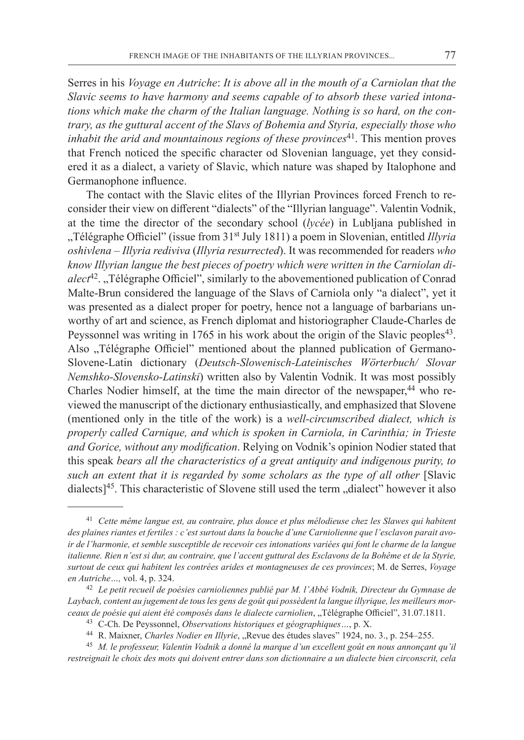Serres in his *Voyage en Autriche*: *It is above all in the mouth of a Carniolan that the Slavic seems to have harmony and seems capable of to absorb these varied intonations which make the charm of the Italian language. Nothing is so hard, on the contrary, as the guttural accent of the Slavs of Bohemia and Styria, especially those who inhabit the arid and mountainous regions of these provinces*[41]. This mention proves that French noticed the specific character od Slovenian language, yet they considered it as a dialect, a variety of Slavic, which nature was shaped by Italophone and Germanophone influence.

The contact with the Slavic elites of the Illyrian Provinces forced French to reconsider their view on different "dialects" of the "Illyrian language". Valentin Vodnik, at the time the director of the secondary school (*lycée*) in Lubljana published in „Télégraphe Officiel" (issue from 31st July 1811) a poem in Slovenian, entitled *Illyria oshivlena – Illyria rediviva* (*Illyria resurrected*). It was recommended for readers *who know Illyrian langue the best pieces of poetry which were written in the Carniolan dialect*[42]. „Télégraphe Officiel", similarly to the abovementioned publication of Conrad Malte-Brun considered the language of the Slavs of Carniola only "a dialect", yet it was presented as a dialect proper for poetry, hence not a language of barbarians unworthy of art and science, as French diplomat and historiographer Claude-Charles de Peyssonnel was writing in 1765 in his work about the origin of the Slavic peoples[43]. Also „Télégraphe Officiel" mentioned about the planned publication of Germano-Slovene-Latin dictionary (*Deutsch-Slowenisch-Lateinisches Wörterbuch/ Slovar Nemshko-Slovensko-Latinski*) written also by Valentin Vodnik. It was most possibly Charles Nodier himself, at the time the main director of the newspaper,[44] who reviewed the manuscript of the dictionary enthusiastically, and emphasized that Slovene (mentioned only in the title of the work) is a *well-circumscribed dialect, which is properly called Carnique, and which is spoken in Carniola, in Carinthia; in Trieste and Gorice, without any modification*. Relying on Vodnik's opinion Nodier stated that this speak *bears all the characteristics of a great antiquity and indigenous purity, to such an extent that it is regarded by some scholars as the type of all other* [Slavic dialects][45]. This characteristic of Slovene still used the term „dialect" however it also

---

[41] *Cette même langue est, au contraire, plus douce et plus mélodieuse chez les Slawes qui habitent des plaines riantes et fertiles : c'est surtout dans la bouche d'une Carniolienne que l'esclavon parait avoir de l'harmonie, et semble susceptible de recevoir ces intonations variées qui font le charme de la langue italienne. Rien n'est si dur, au contraire, que l'accent guttural des Esclavons de la Bohême et de la Styrie, surtout de ceux qui habitent les contrées arides et montagneuses de ces provinces*; M. de Serres, *Voyage en Autriche…,* vol. 4, p. 324.

[42] *Le petit recueil de poésies carnioliennes publié par M. l'Abbé Vodnik, Directeur du Gymnase de Laybach, content au jugement de tous les gens de goût qui possèdent la langue illyrique, les meilleurs morceaux de poésie qui aient été composés dans le dialecte carniolien*, „Télégraphe Officiel", 31.07.1811.

[43] C-Ch. De Peyssonnel, *Observations historiques et géographiques…*, p. X.

[44] R. Maixner, *Charles Nodier en Illyrie*, „Revue des études slaves" 1924, no. 3., p. 254–255.

[45] *M. le professeur, Valentin Vodnik a donné la marque d'un excellent goût en nous annonçant qu'il restreignait le choix des mots qui doivent entrer dans son dictionnaire a un dialecte bien circonscrit, cela*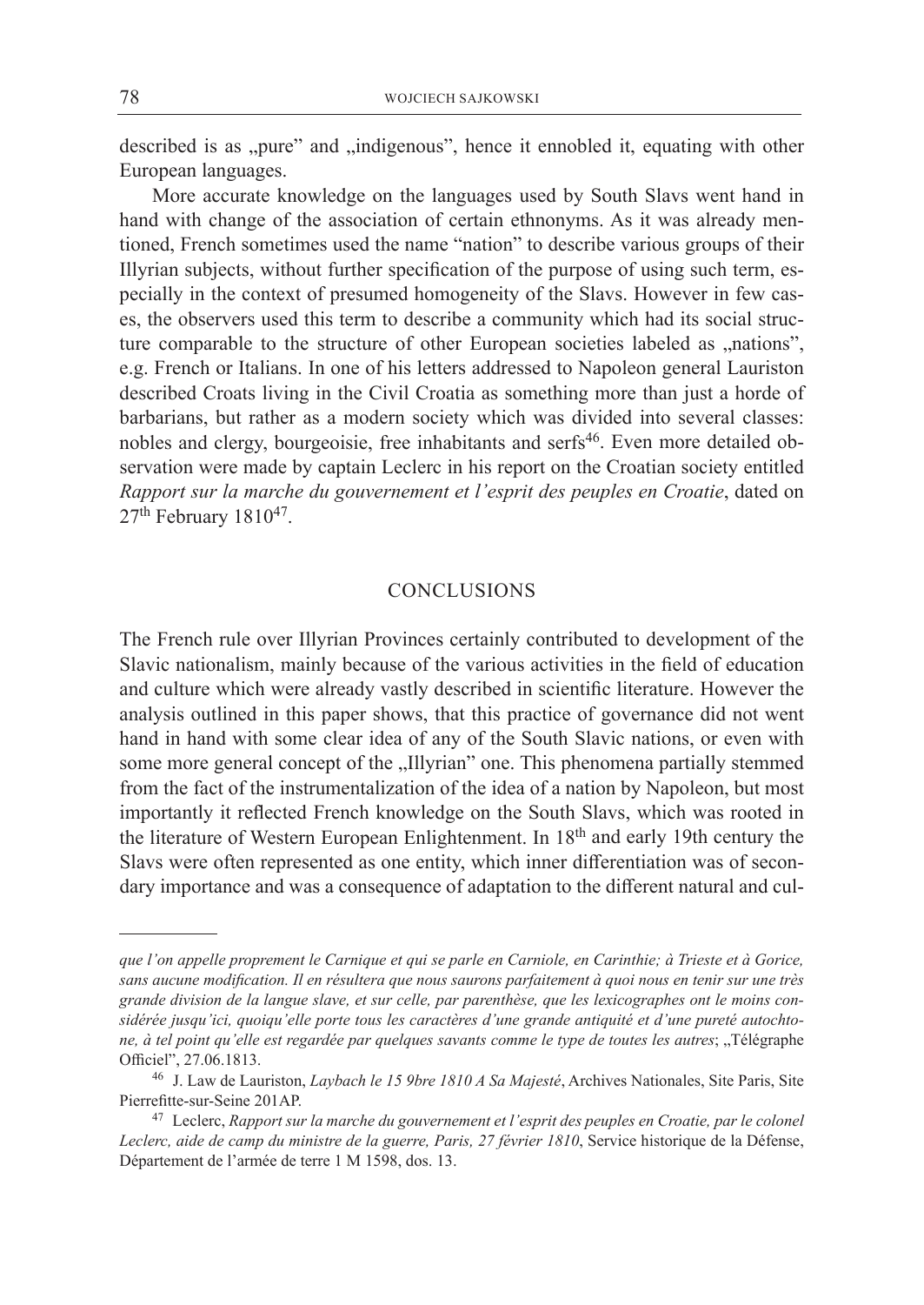described is as „pure" and „indigenous", hence it ennobled it, equating with other European languages.

More accurate knowledge on the languages used by South Slavs went hand in hand with change of the association of certain ethnonyms. As it was already mentioned, French sometimes used the name "nation" to describe various groups of their Illyrian subjects, without further specification of the purpose of using such term, especially in the context of presumed homogeneity of the Slavs. However in few cases, the observers used this term to describe a community which had its social structure comparable to the structure of other European societies labeled as „nations", e.g. French or Italians. In one of his letters addressed to Napoleon general Lauriston described Croats living in the Civil Croatia as something more than just a horde of barbarians, but rather as a modern society which was divided into several classes: nobles and clergy, bourgeoisie, free inhabitants and serfs[46]. Even more detailed observation were made by captain Leclerc in his report on the Croatian society entitled *Rapport sur la marche du gouvernement et l'esprit des peuples en Croatie*, dated on 27th February 1810[47].

## CONCLUSIONS

The French rule over Illyrian Provinces certainly contributed to development of the Slavic nationalism, mainly because of the various activities in the field of education and culture which were already vastly described in scientific literature. However the analysis outlined in this paper shows, that this practice of governance did not went hand in hand with some clear idea of any of the South Slavic nations, or even with some more general concept of the „Illyrian" one. This phenomena partially stemmed from the fact of the instrumentalization of the idea of a nation by Napoleon, but most importantly it reflected French knowledge on the South Slavs, which was rooted in the literature of Western European Enlightenment. In 18th and early 19th century the Slavs were often represented as one entity, which inner differentiation was of secondary importance and was a consequence of adaptation to the different natural and cul-

---

*que l'on appelle proprement le Carnique et qui se parle en Carniole, en Carinthie; à Trieste et à Gorice, sans aucune modification. Il en résultera que nous saurons parfaitement à quoi nous en tenir sur une très grande division de la langue slave, et sur celle, par parenthèse, que les lexicographes ont le moins considérée jusqu'ici, quoiqu'elle porte tous les caractères d'une grande antiquité et d'une pureté autochtone, à tel point qu'elle est regardée par quelques savants comme le type de toutes les autres*; „Télégraphe Officiel", 27.06.1813.

[46] J. Law de Lauriston, *Laybach le 15 9bre 1810 A Sa Majesté*, Archives Nationales, Site Paris, Site Pierrefitte-sur-Seine 201AP.

[47] Leclerc, *Rapport sur la marche du gouvernement et l'esprit des peuples en Croatie, par le colonel Leclerc, aide de camp du ministre de la guerre, Paris, 27 février 1810*, Service historique de la Défense, Département de l'armée de terre 1 M 1598, dos. 13.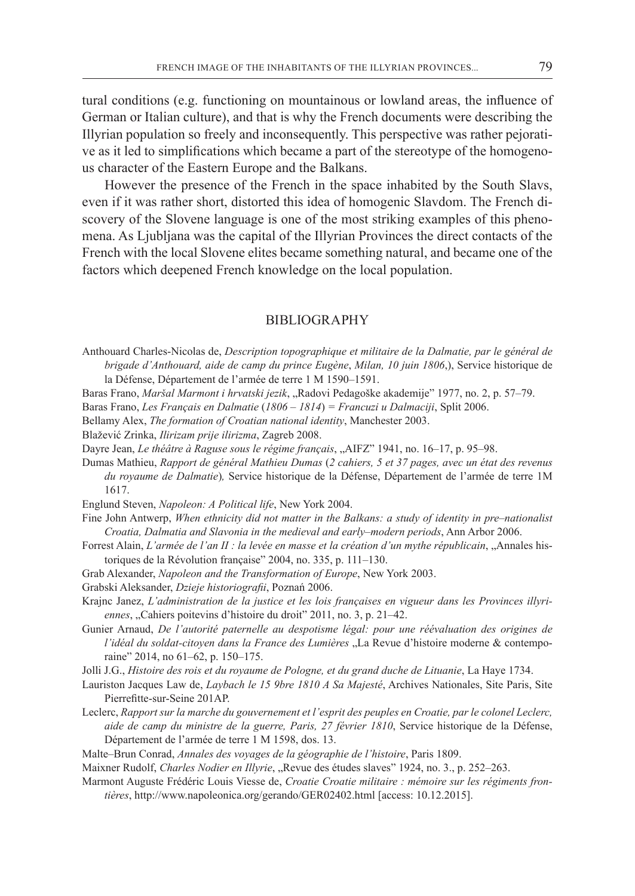tural conditions (e.g. functioning on mountainous or lowland areas, the influence of German or Italian culture), and that is why the French documents were describing the Illyrian population so freely and inconsequently. This perspective was rather pejorative as it led to simplifications which became a part of the stereotype of the homogenous character of the Eastern Europe and the Balkans.

However the presence of the French in the space inhabited by the South Slavs, even if it was rather short, distorted this idea of homogenic Slavdom. The French discovery of the Slovene language is one of the most striking examples of this phenomena. As Ljubljana was the capital of the Illyrian Provinces the direct contacts of the French with the local Slovene elites became something natural, and became one of the factors which deepened French knowledge on the local population.

## BIBLIOGRAPHY

Anthouard Charles-Nicolas de, *Description topographique et militaire de la Dalmatie, par le général de brigade d'Anthouard, aide de camp du prince Eugène*, *Milan, 10 juin 1806*,), Service historique de la Défense, Département de l'armée de terre 1 M 1590–1591.

Baras Frano, *Maršal Marmont i hrvatski jezik*, „Radovi Pedagoške akademije" 1977, no. 2, p. 57–79.

Baras Frano, *Les Français en Dalmatie* (*1806 – 1814*) *= Francuzi u Dalmaciji*, Split 2006.

Bellamy Alex, *The formation of Croatian national identity*, Manchester 2003.

Blažević Zrinka, *Ilirizam prije ilirizma*, Zagreb 2008.

Dayre Jean, *Le théâtre à Raguse sous le régime français*, „AIFZ" 1941, no. 16–17, p. 95–98.

Dumas Mathieu, *Rapport de général Mathieu Dumas* (*2 cahiers, 5 et 37 pages, avec un état des revenus du royaume de Dalmatie*)*,* Service historique de la Défense, Département de l'armée de terre 1M 1617.

Englund Steven, *Napoleon: A Political life*, New York 2004.

Fine John Antwerp, *When ethnicity did not matter in the Balkans: a study of identity in pre–nationalist Croatia, Dalmatia and Slavonia in the medieval and early–modern periods*, Ann Arbor 2006.

Forrest Alain, *L'armée de l'an II : la levée en masse et la création d'un mythe républicain*, „Annales historiques de la Révolution française" 2004, no. 335, p. 111–130.

Grab Alexander, *Napoleon and the Transformation of Europe*, New York 2003.

Grabski Aleksander, *Dzieje historiografii*, Poznań 2006.

Krajnc Janez, *L'administration de la justice et les lois françaises en vigueur dans les Provinces illyriennes*, „Cahiers poitevins d'histoire du droit" 2011, no. 3, p. 21–42.

Gunier Arnaud, *De l'autorité paternelle au despotisme légal: pour une réévaluation des origines de l'idéal du soldat-citoyen dans la France des Lumières* „La Revue d'histoire moderne & contemporaine" 2014, no 61–62, p. 150–175.

Jolli J.G., *Histoire des rois et du royaume de Pologne, et du grand duche de Lituanie*, La Haye 1734.

Lauriston Jacques Law de, *Laybach le 15 9bre 1810 A Sa Majesté*, Archives Nationales, Site Paris, Site Pierrefitte-sur-Seine 201AP.

Leclerc, *Rapport sur la marche du gouvernement et l'esprit des peuples en Croatie, par le colonel Leclerc, aide de camp du ministre de la guerre, Paris, 27 février 1810*, Service historique de la Défense, Département de l'armée de terre 1 M 1598, dos. 13.

Malte–Brun Conrad, *Annales des voyages de la géographie de l'histoire*, Paris 1809.

Maixner Rudolf, *Charles Nodier en Illyrie*, „Revue des études slaves" 1924, no. 3., p. 252–263.

Marmont Auguste Frédéric Louis Viesse de, *Croatie Croatie militaire : mémoire sur les régiments frontières*, http://www.napoleonica.org/gerando/GER02402.html [access: 10.12.2015].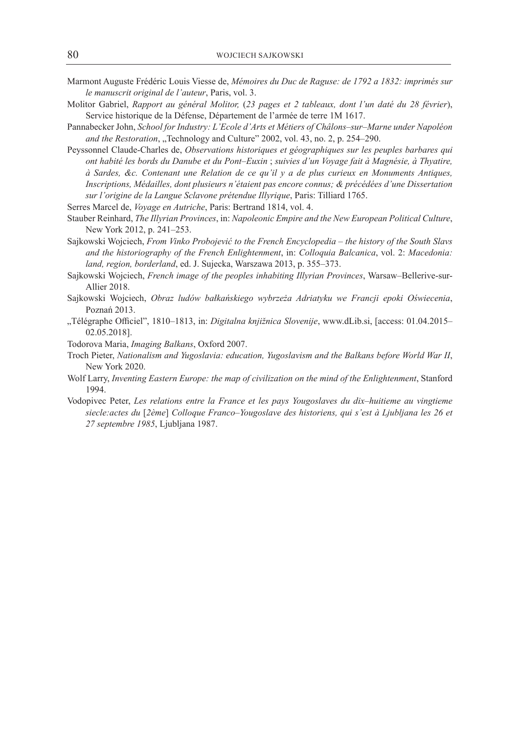Marmont Auguste Frédéric Louis Viesse de, *Mémoires du Duc de Raguse: de 1792 a 1832: imprimés sur le manuscrit original de l'auteur*, Paris, vol. 3.

Molitor Gabriel, *Rapport au général Molitor,* (*23 pages et 2 tableaux, dont l'un daté du 28 février*), Service historique de la Défense, Département de l'armée de terre 1M 1617.

Pannabecker John, *School for Industry: L'Ecole d'Arts et Métiers of Châlons–sur–Marne under Napoléon and the Restoration*, „Technology and Culture" 2002, vol. 43, no. 2, p. 254–290.

Peyssonnel Claude-Charles de, *Observations historiques et géographiques sur les peuples barbares qui ont habité les bords du Danube et du Pont–Euxin* ; *suivies d'un Voyage fait à Magnésie, à Thyatire, à Sardes, &c. Contenant une Relation de ce qu'il y a de plus curieux en Monuments Antiques, Inscriptions, Médailles, dont plusieurs n'étaient pas encore connus; & précédées d'une Dissertation sur l'origine de la Langue Sclavone prétendue Illyrique*, Paris: Tilliard 1765.

Serres Marcel de, *Voyage en Autriche*, Paris: Bertrand 1814, vol. 4.

Stauber Reinhard, *The Illyrian Provinces*, in: *Napoleonic Empire and the New European Political Culture*, New York 2012, p. 241–253.

Sajkowski Wojciech, *From Vinko Probojević to the French Encyclopedia – the history of the South Slavs and the historiography of the French Enlightenment*, in: *Colloquia Balcanica*, vol. 2: *Macedonia: land, region, borderland*, ed. J. Sujecka, Warszawa 2013, p. 355–373.

Sajkowski Wojciech, *French image of the peoples inhabiting Illyrian Provinces*, Warsaw–Bellerive-sur-Allier 2018.

Sajkowski Wojciech, *Obraz ludów bałkańskiego wybrzeża Adriatyku we Francji epoki Oświecenia*, Poznań 2013.

„Télégraphe Officiel", 1810–1813, in: *Digitalna knjižnica Slovenije*, www.dLib.si, [access: 01.04.2015–02.05.2018].

Todorova Maria, *Imaging Balkans*, Oxford 2007.

Troch Pieter, *Nationalism and Yugoslavia: education, Yugoslavism and the Balkans before World War II*, New York 2020.

Wolf Larry, *Inventing Eastern Europe: the map of civilization on the mind of the Enlightenment*, Stanford 1994.

Vodopivec Peter, *Les relations entre la France et les pays Yougoslaves du dix–huitieme au vingtieme siecle:actes du* [*2ème*] *Colloque Franco–Yougoslave des historiens, qui s'est à Ljubljana les 26 et 27 septembre 1985*, Ljubljana 1987.